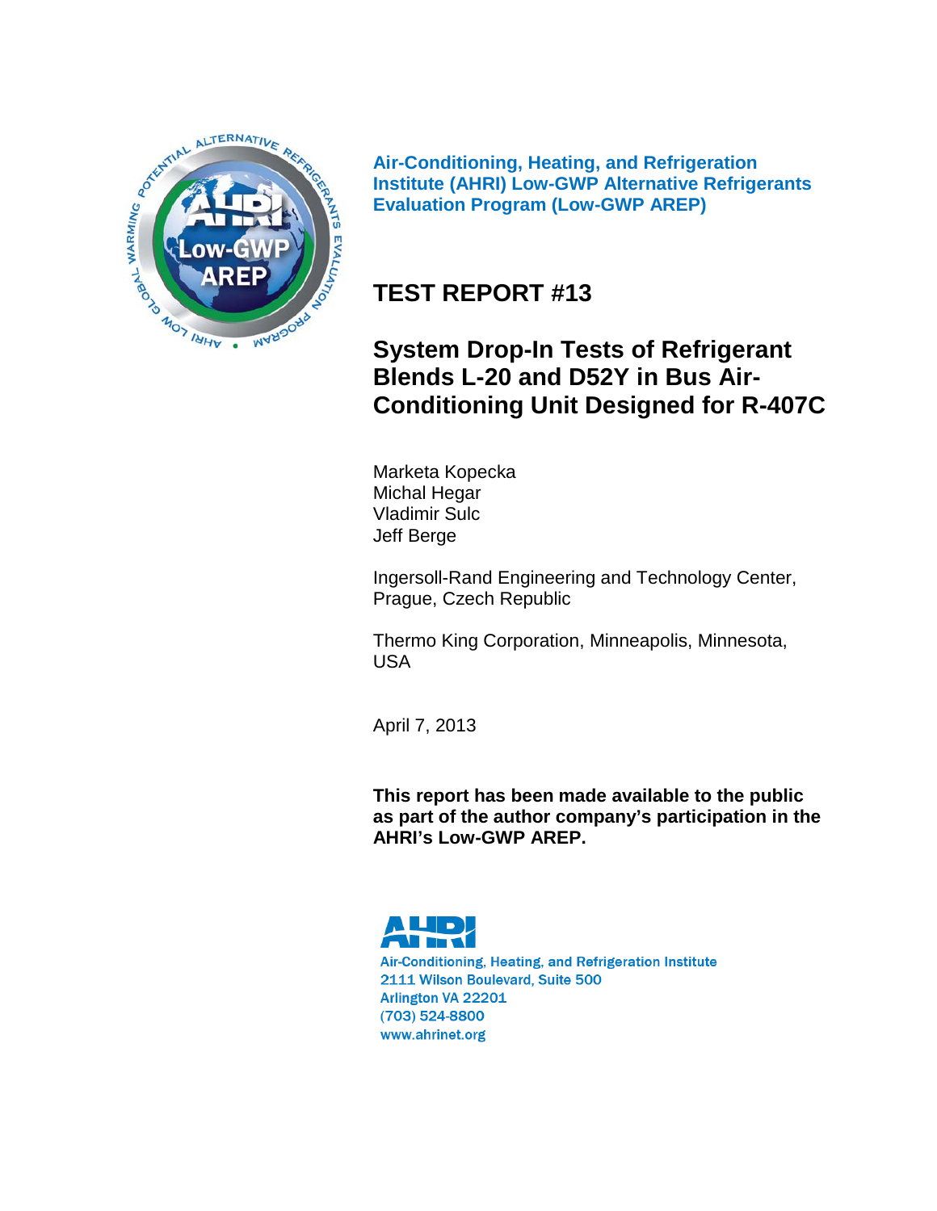**Air-Conditioning, Heating, and Refrigeration Institute (AHRI) Low-GWP Alternative Refrigerants Evaluation Program (Low-GWP AREP)**

# TEST REPORT #13

## System Drop-In Tests of Refrigerant Blends L-20 and D52Y in Bus Air-Conditioning Unit Designed for R-407C

Marketa Kopecka
Michal Hegar
Vladimir Sulc
Jeff Berge

Ingersoll-Rand Engineering and Technology Center, Prague, Czech Republic

Thermo King Corporation, Minneapolis, Minnesota, USA

April 7, 2013

**This report has been made available to the public as part of the author company's participation in the AHRI's Low-GWP AREP.**

AHRI
Air-Conditioning, Heating, and Refrigeration Institute
2111 Wilson Boulevard, Suite 500
Arlington VA 22201
(703) 524-8800
www.ahrinet.org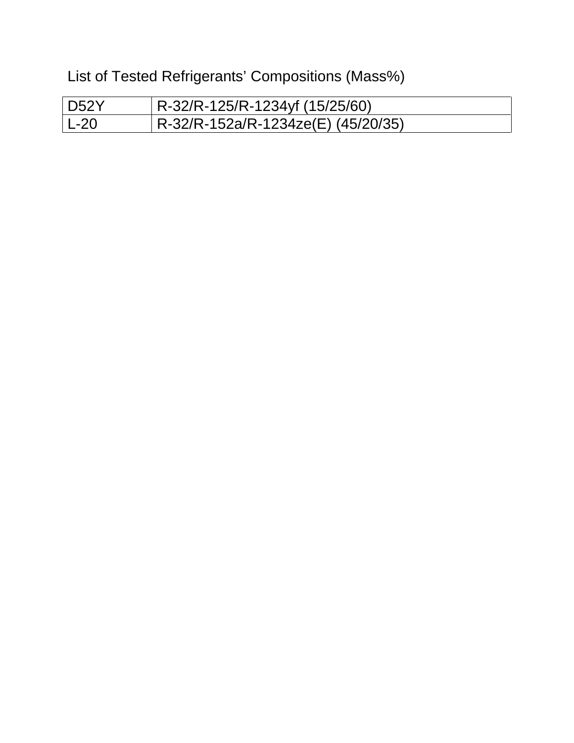List of Tested Refrigerants' Compositions (Mass%)

| | |
|---|---|
| D52Y | R-32/R-125/R-1234yf (15/25/60) |
| L-20 | R-32/R-152a/R-1234ze(E) (45/20/35) |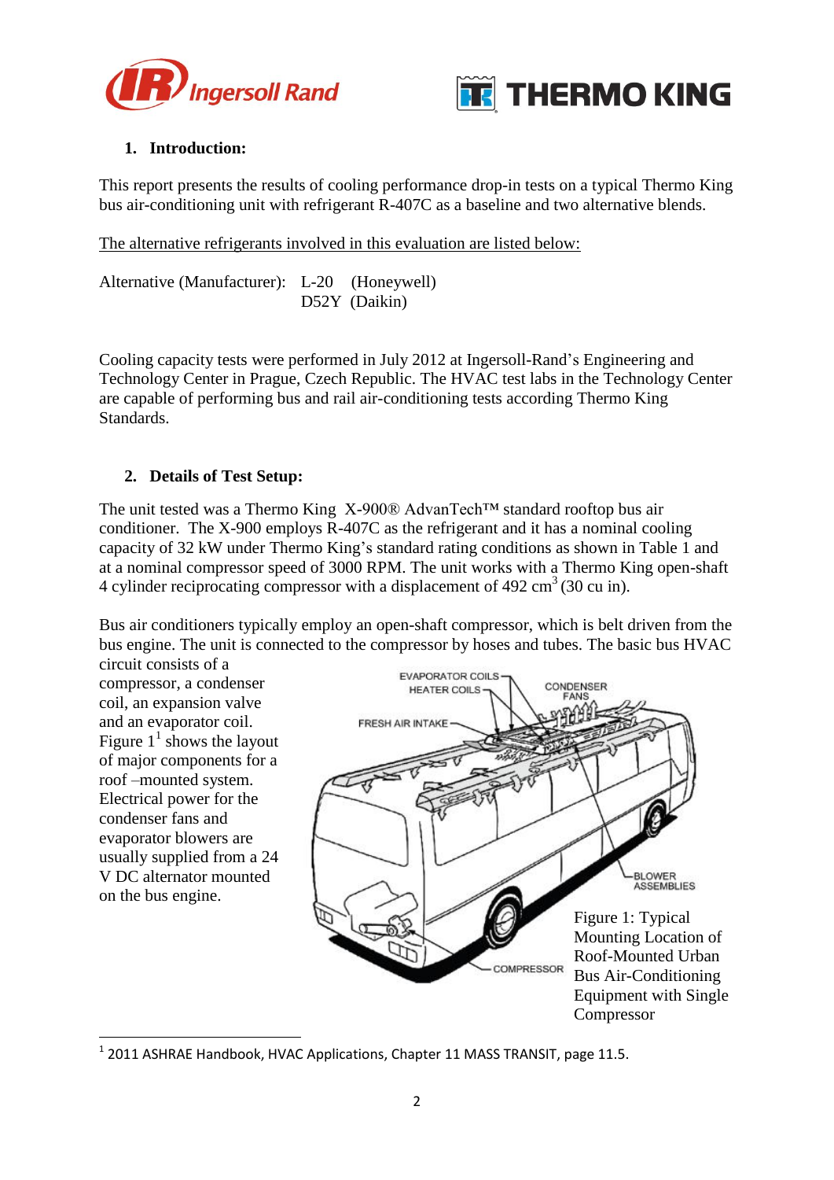## 1. Introduction:

This report presents the results of cooling performance drop-in tests on a typical Thermo King bus air-conditioning unit with refrigerant R-407C as a baseline and two alternative blends.

The alternative refrigerants involved in this evaluation are listed below:

Alternative (Manufacturer): L-20 (Honeywell)
D52Y (Daikin)

Cooling capacity tests were performed in July 2012 at Ingersoll-Rand's Engineering and Technology Center in Prague, Czech Republic. The HVAC test labs in the Technology Center are capable of performing bus and rail air-conditioning tests according Thermo King Standards.

## 2. Details of Test Setup:

The unit tested was a Thermo King X-900® AdvanTech™ standard rooftop bus air conditioner. The X-900 employs R-407C as the refrigerant and it has a nominal cooling capacity of 32 kW under Thermo King's standard rating conditions as shown in Table 1 and at a nominal compressor speed of 3000 RPM. The unit works with a Thermo King open-shaft 4 cylinder reciprocating compressor with a displacement of 492 $cm^3$ (30 cu in).

Bus air conditioners typically employ an open-shaft compressor, which is belt driven from the bus engine. The unit is connected to the compressor by hoses and tubes. The basic bus HVAC circuit consists of a compressor, a condenser coil, an expansion valve and an evaporator coil. Figure 1[1] shows the layout of major components for a roof –mounted system. Electrical power for the condenser fans and evaporator blowers are usually supplied from a 24 V DC alternator mounted on the bus engine.

Figure 1: Typical Mounting Location of Roof-Mounted Urban Bus Air-Conditioning Equipment with Single Compressor

[1] 2011 ASHRAE Handbook, HVAC Applications, Chapter 11 MASS TRANSIT, page 11.5.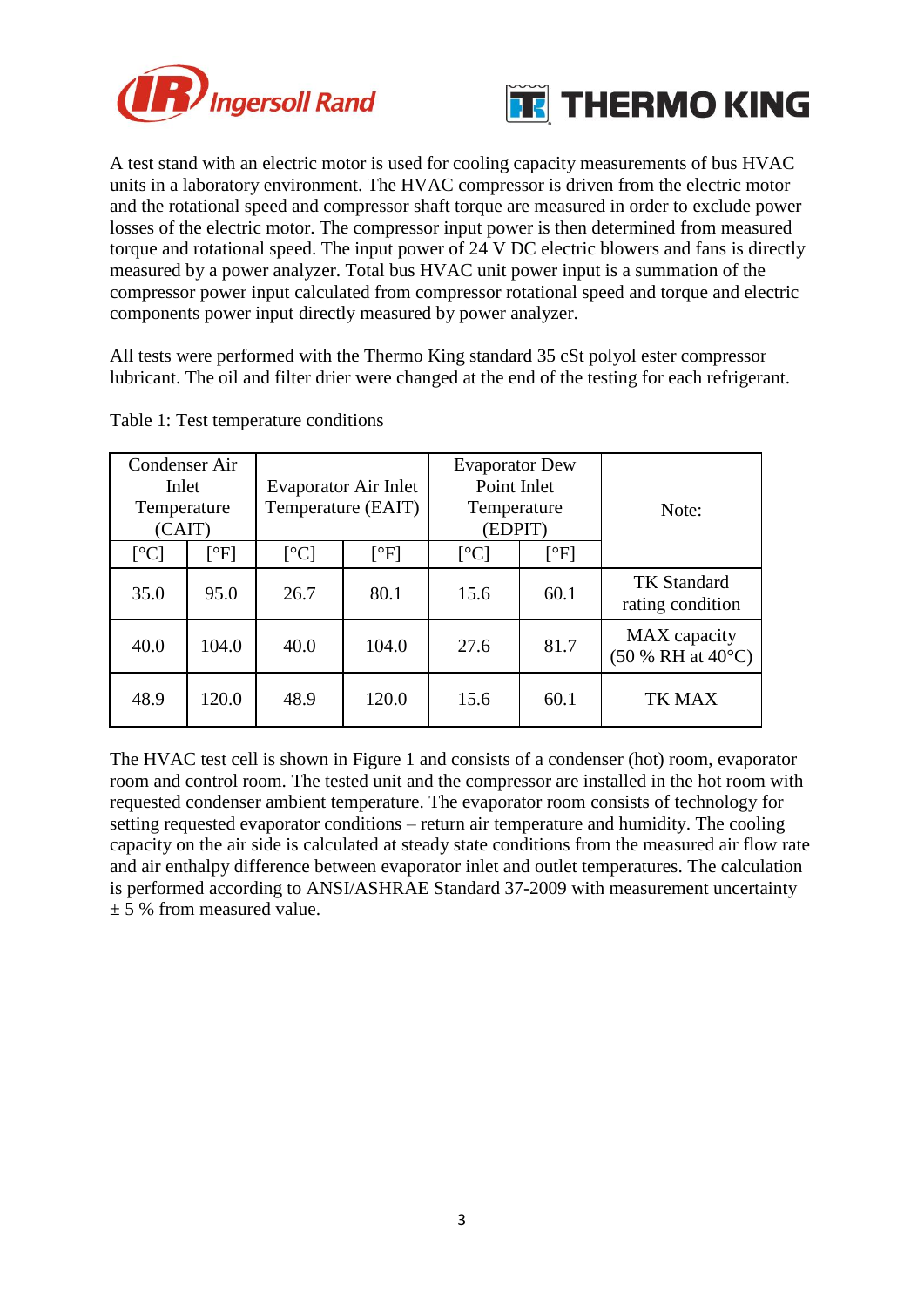A test stand with an electric motor is used for cooling capacity measurements of bus HVAC units in a laboratory environment. The HVAC compressor is driven from the electric motor and the rotational speed and compressor shaft torque are measured in order to exclude power losses of the electric motor. The compressor input power is then determined from measured torque and rotational speed. The input power of 24 V DC electric blowers and fans is directly measured by a power analyzer. Total bus HVAC unit power input is a summation of the compressor power input calculated from compressor rotational speed and torque and electric components power input directly measured by power analyzer.

All tests were performed with the Thermo King standard 35 cSt polyol ester compressor lubricant. The oil and filter drier were changed at the end of the testing for each refrigerant.

Table 1: Test temperature conditions

| Condenser Air Inlet Temperature (CAIT) | | Evaporator Air Inlet Temperature (EAIT) | | Evaporator Dew Point Inlet Temperature (EDPIT) | | Note: |
|---|---|---|---|---|---|---|
| [°C] | [°F] | [°C] | [°F] | [°C] | [°F] | |
| 35.0 | 95.0 | 26.7 | 80.1 | 15.6 | 60.1 | TK Standard rating condition |
| 40.0 | 104.0 | 40.0 | 104.0 | 27.6 | 81.7 | MAX capacity (50 % RH at 40°C) |
| 48.9 | 120.0 | 48.9 | 120.0 | 15.6 | 60.1 | TK MAX |

The HVAC test cell is shown in Figure 1 and consists of a condenser (hot) room, evaporator room and control room. The tested unit and the compressor are installed in the hot room with requested condenser ambient temperature. The evaporator room consists of technology for setting requested evaporator conditions – return air temperature and humidity. The cooling capacity on the air side is calculated at steady state conditions from the measured air flow rate and air enthalpy difference between evaporator inlet and outlet temperatures. The calculation is performed according to ANSI/ASHRAE Standard 37-2009 with measurement uncertainty ± 5 % from measured value.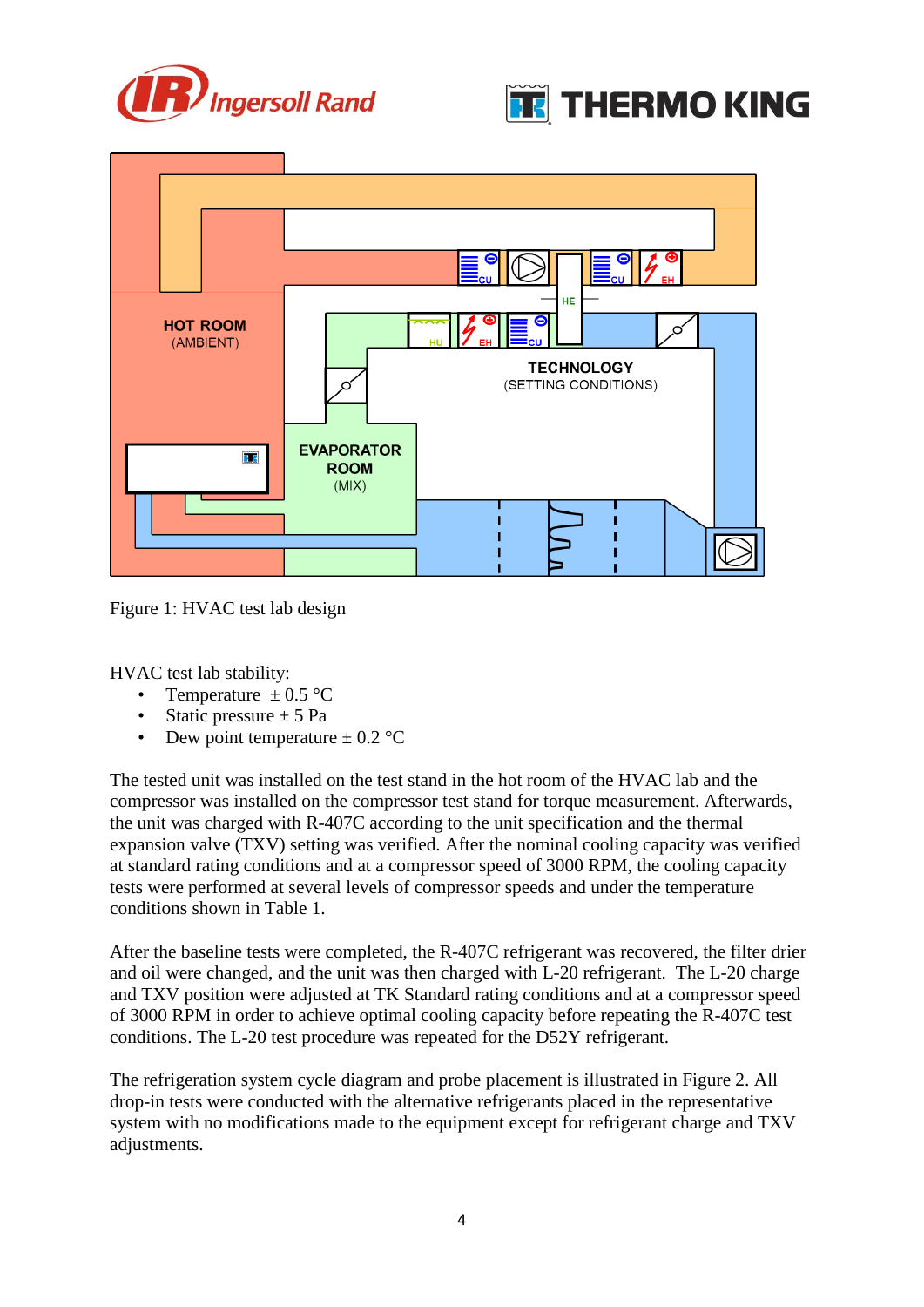Figure 1: HVAC test lab design

HVAC test lab stability:

- Temperature ± 0.5 °C
- Static pressure ± 5 Pa
- Dew point temperature ± 0.2 °C

The tested unit was installed on the test stand in the hot room of the HVAC lab and the compressor was installed on the compressor test stand for torque measurement. Afterwards, the unit was charged with R-407C according to the unit specification and the thermal expansion valve (TXV) setting was verified. After the nominal cooling capacity was verified at standard rating conditions and at a compressor speed of 3000 RPM, the cooling capacity tests were performed at several levels of compressor speeds and under the temperature conditions shown in Table 1.

After the baseline tests were completed, the R-407C refrigerant was recovered, the filter drier and oil were changed, and the unit was then charged with L-20 refrigerant. The L-20 charge and TXV position were adjusted at TK Standard rating conditions and at a compressor speed of 3000 RPM in order to achieve optimal cooling capacity before repeating the R-407C test conditions. The L-20 test procedure was repeated for the D52Y refrigerant.

The refrigeration system cycle diagram and probe placement is illustrated in Figure 2. All drop-in tests were conducted with the alternative refrigerants placed in the representative system with no modifications made to the equipment except for refrigerant charge and TXV adjustments.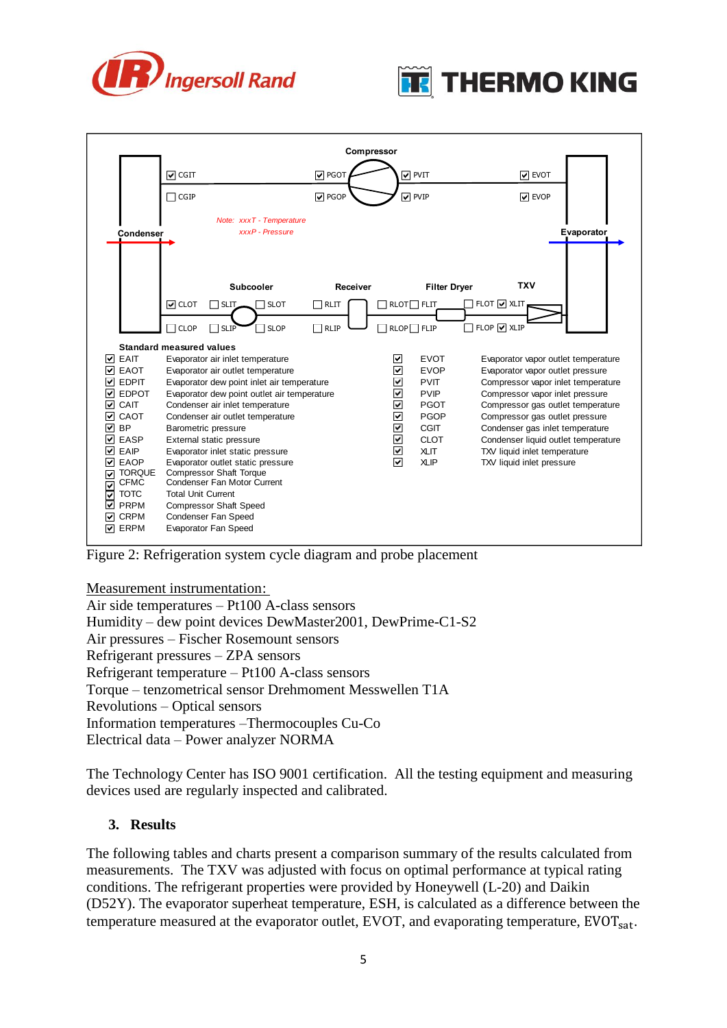**Standard measured values**

| | Symbol | Description |
|---|---|---|
| ☑ | EAIT | Evaporator air inlet temperature |
| ☑ | EAOT | Evaporator air outlet temperature |
| ☑ | EDPIT | Evaporator dew point inlet air temperature |
| ☑ | EDPOT | Evaporator dew point outlet air temperature |
| ☑ | CAIT | Condenser air inlet temperature |
| ☑ | CAOT | Condenser air outlet temperature |
| ☑ | BP | Barometric pressure |
| ☑ | EASP | External static pressure |
| ☑ | EAIP | Evaporator inlet static pressure |
| ☑ | EAOP | Evaporator outlet static pressure |
| ☑ | TORQUE | Compressor Shaft Torque |
| ☑ | CFMC | Condenser Fan Motor Current |
| ☑ | TOTC | Total Unit Current |
| ☑ | PRPM | Compressor Shaft Speed |
| ☑ | CRPM | Condenser Fan Speed |
| ☑ | ERPM | Evaporator Fan Speed |
| ☑ | EVOT | Evaporator vapor outlet temperature |
| ☑ | EVOP | Evaporator vapor outlet pressure |
| ☑ | PVIT | Compressor vapor inlet temperature |
| ☑ | PVIP | Compressor vapor inlet pressure |
| ☑ | PGOT | Compressor gas outlet temperature |
| ☑ | PGOP | Compressor gas outlet pressure |
| ☑ | CGIT | Condenser gas inlet temperature |
| ☑ | CLOT | Condenser liquid outlet temperature |
| ☑ | XLIT | TXV liquid inlet temperature |
| ☑ | XLIP | TXV liquid inlet pressure |

Note: xxxT - Temperature, xxxP - Pressure

Figure 2: Refrigeration system cycle diagram and probe placement

Measurement instrumentation:

Air side temperatures – Pt100 A-class sensors
Humidity – dew point devices DewMaster2001, DewPrime-C1-S2
Air pressures – Fischer Rosemount sensors
Refrigerant pressures – ZPA sensors
Refrigerant temperature – Pt100 A-class sensors
Torque – tenzometrical sensor Drehmoment Messwellen T1A
Revolutions – Optical sensors
Information temperatures –Thermocouples Cu-Co
Electrical data – Power analyzer NORMA

The Technology Center has ISO 9001 certification. All the testing equipment and measuring devices used are regularly inspected and calibrated.

## 3. Results

The following tables and charts present a comparison summary of the results calculated from measurements. The TXV was adjusted with focus on optimal performance at typical rating conditions. The refrigerant properties were provided by Honeywell (L-20) and Daikin (D52Y). The evaporator superheat temperature, ESH, is calculated as a difference between the temperature measured at the evaporator outlet, EVOT, and evaporating temperature, $EVOT_{sat}$.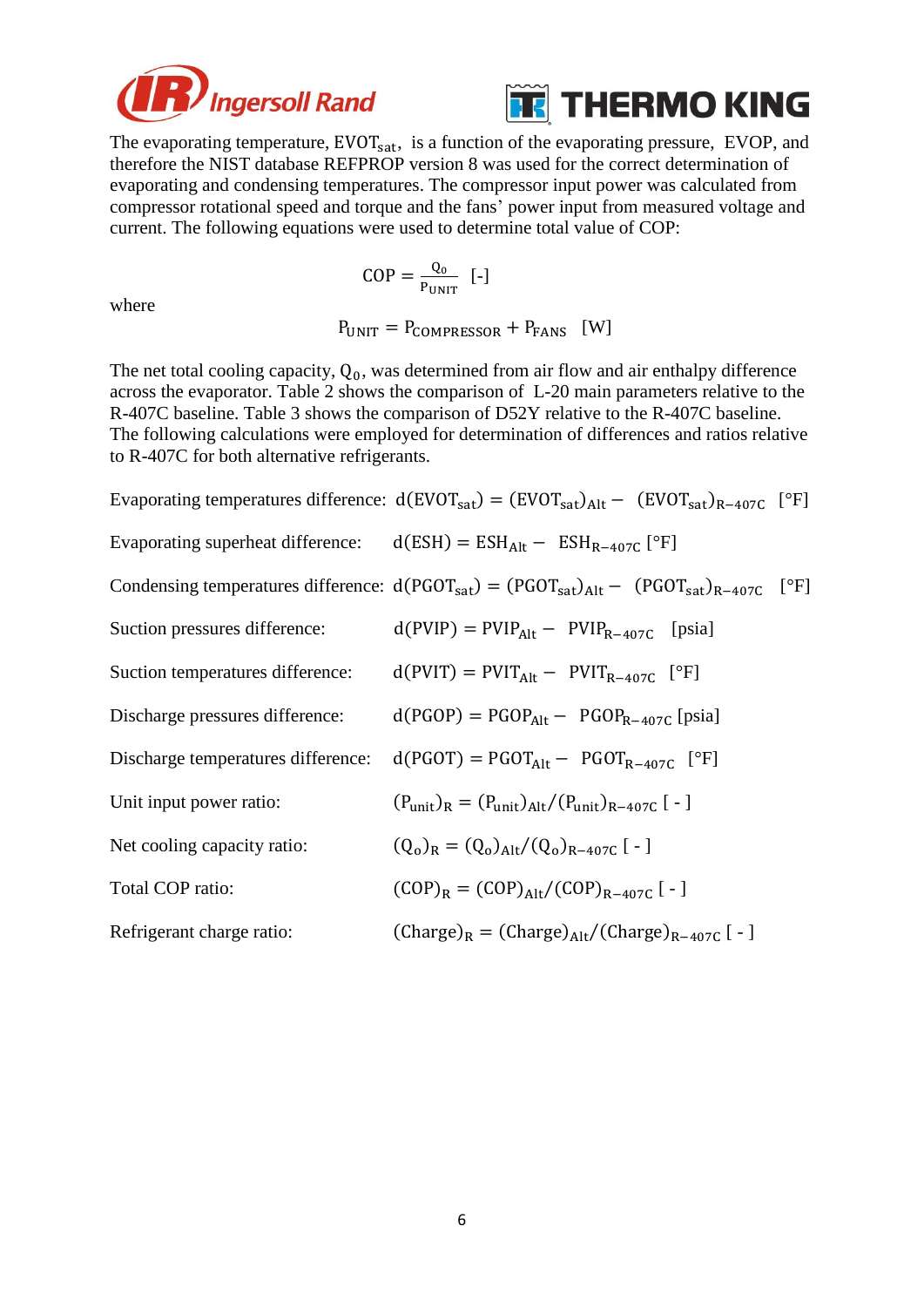The evaporating temperature, $EVOT_{sat}$, is a function of the evaporating pressure, EVOP, and therefore the NIST database REFPROP version 8 was used for the correct determination of evaporating and condensing temperatures. The compressor input power was calculated from compressor rotational speed and torque and the fans' power input from measured voltage and current. The following equations were used to determine total value of COP:

$$COP = \frac{Q_0}{P_{UNIT}} \quad [-]$$

where

$$P_{UNIT} = P_{COMPRESSOR} + P_{FANS} \quad [W]$$

The net total cooling capacity, $Q_0$, was determined from air flow and air enthalpy difference across the evaporator. Table 2 shows the comparison of L-20 main parameters relative to the R-407C baseline. Table 3 shows the comparison of D52Y relative to the R-407C baseline. The following calculations were employed for determination of differences and ratios relative to R-407C for both alternative refrigerants.

Evaporating temperatures difference: $d(EVOT_{sat}) = (EVOT_{sat})_{Alt} - (EVOT_{sat})_{R-407C}$ [°F]

Evaporating superheat difference: $d(ESH) = ESH_{Alt} - ESH_{R-407C}$ [°F]

Condensing temperatures difference: $d(PGOT_{sat}) = (PGOT_{sat})_{Alt} - (PGOT_{sat})_{R-407C}$ [°F]

Suction pressures difference: $d(PVIP) = PVIP_{Alt} - PVIP_{R-407C}$ [psia]

Suction temperatures difference: $d(PVIT) = PVIT_{Alt} - PVIT_{R-407C}$ [°F]

Discharge pressures difference: $d(PGOP) = PGOP_{Alt} - PGOP_{R-407C}$ [psia]

Discharge temperatures difference: $d(PGOT) = PGOT_{Alt} - PGOT_{R-407C}$ [°F]

Unit input power ratio: $(P_{unit})_R = (P_{unit})_{Alt}/(P_{unit})_{R-407C}$ [ - ]

Net cooling capacity ratio: $(Q_o)_R = (Q_o)_{Alt}/(Q_o)_{R-407C}$ [ - ]

Total COP ratio: $(COP)_R = (COP)_{Alt}/(COP)_{R-407C}$ [ - ]

Refrigerant charge ratio: $(Charge)_R = (Charge)_{Alt}/(Charge)_{R-407C}$ [ - ]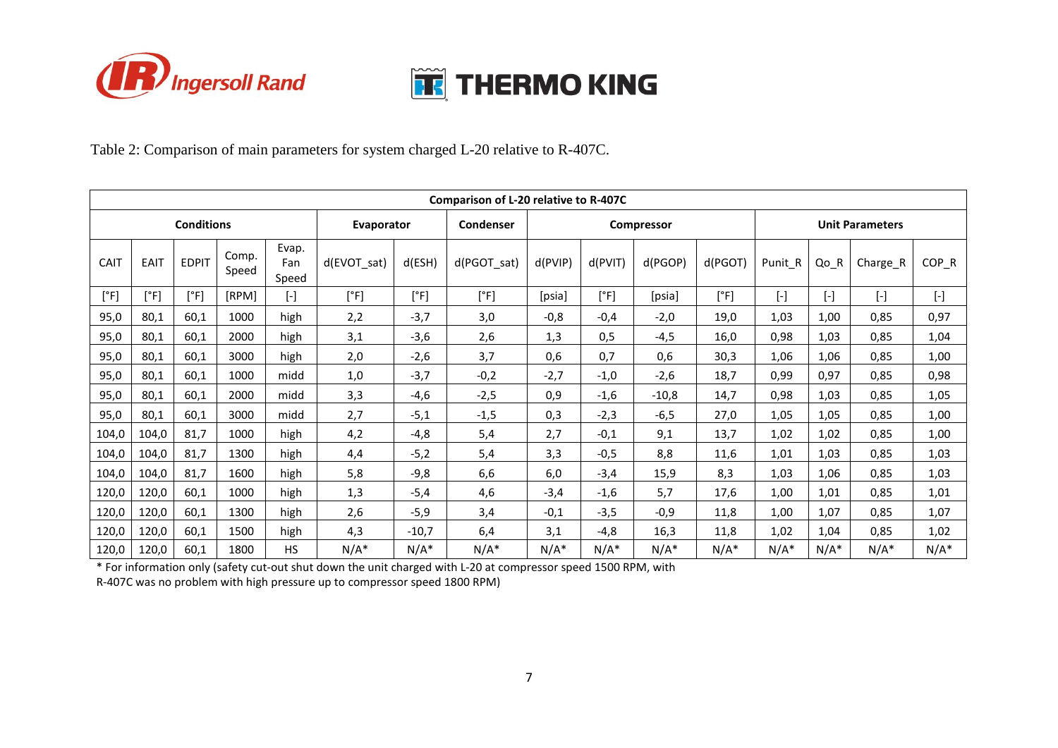Table 2: Comparison of main parameters for system charged L-20 relative to R-407C.

| Comparison of L-20 relative to R-407C | | | | | | | | | | | | | | | | |
|---|---|---|---|---|---|---|---|---|---|---|---|---|---|---|---|---|
| Conditions | | | | | Evaporator | | Condenser | Compressor | | | | Unit Parameters | | | | |
| CAIT | EAIT | EDPIT | Comp. Speed | Evap. Fan Speed | d(EVOT_sat) | d(ESH) | d(PGOT_sat) | d(PVIP) | d(PVIT) | d(PGOP) | d(PGOT) | Punit_R | Qo_R | Charge_R | COP_R |
| [°F] | [°F] | [°F] | [RPM] | [-] | [°F] | [°F] | [°F] | [psia] | [°F] | [psia] | [°F] | [-] | [-] | [-] | [-] |
| 95,0 | 80,1 | 60,1 | 1000 | high | 2,2 | -3,7 | 3,0 | -0,8 | -0,4 | -2,0 | 19,0 | 1,03 | 1,00 | 0,85 | 0,97 |
| 95,0 | 80,1 | 60,1 | 2000 | high | 3,1 | -3,6 | 2,6 | 1,3 | 0,5 | -4,5 | 16,0 | 0,98 | 1,03 | 0,85 | 1,04 |
| 95,0 | 80,1 | 60,1 | 3000 | high | 2,0 | -2,6 | 3,7 | 0,6 | 0,7 | 0,6 | 30,3 | 1,06 | 1,06 | 0,85 | 1,00 |
| 95,0 | 80,1 | 60,1 | 1000 | midd | 1,0 | -3,7 | -0,2 | -2,7 | -1,0 | -2,6 | 18,7 | 0,99 | 0,97 | 0,85 | 0,98 |
| 95,0 | 80,1 | 60,1 | 2000 | midd | 3,3 | -4,6 | -2,5 | 0,9 | -1,6 | -10,8 | 14,7 | 0,98 | 1,03 | 0,85 | 1,05 |
| 95,0 | 80,1 | 60,1 | 3000 | midd | 2,7 | -5,1 | -1,5 | 0,3 | -2,3 | -6,5 | 27,0 | 1,05 | 1,05 | 0,85 | 1,00 |
| 104,0 | 104,0 | 81,7 | 1000 | high | 4,2 | -4,8 | 5,4 | 2,7 | -0,1 | 9,1 | 13,7 | 1,02 | 1,02 | 0,85 | 1,00 |
| 104,0 | 104,0 | 81,7 | 1300 | high | 4,4 | -5,2 | 5,4 | 3,3 | -0,5 | 8,8 | 11,6 | 1,01 | 1,03 | 0,85 | 1,03 |
| 104,0 | 104,0 | 81,7 | 1600 | high | 5,8 | -9,8 | 6,6 | 6,0 | -3,4 | 15,9 | 8,3 | 1,03 | 1,06 | 0,85 | 1,03 |
| 120,0 | 120,0 | 60,1 | 1000 | high | 1,3 | -5,4 | 4,6 | -3,4 | -1,6 | 5,7 | 17,6 | 1,00 | 1,01 | 0,85 | 1,01 |
| 120,0 | 120,0 | 60,1 | 1300 | high | 2,6 | -5,9 | 3,4 | -0,1 | -3,5 | -0,9 | 11,8 | 1,00 | 1,07 | 0,85 | 1,07 |
| 120,0 | 120,0 | 60,1 | 1500 | high | 4,3 | -10,7 | 6,4 | 3,1 | -4,8 | 16,3 | 11,8 | 1,02 | 1,04 | 0,85 | 1,02 |
| 120,0 | 120,0 | 60,1 | 1800 | HS | N/A* | N/A* | N/A* | N/A* | N/A* | N/A* | N/A* | N/A* | N/A* | N/A* | N/A* |

* For information only (safety cut-out shut down the unit charged with L-20 at compressor speed 1500 RPM, with R-407C was no problem with high pressure up to compressor speed 1800 RPM)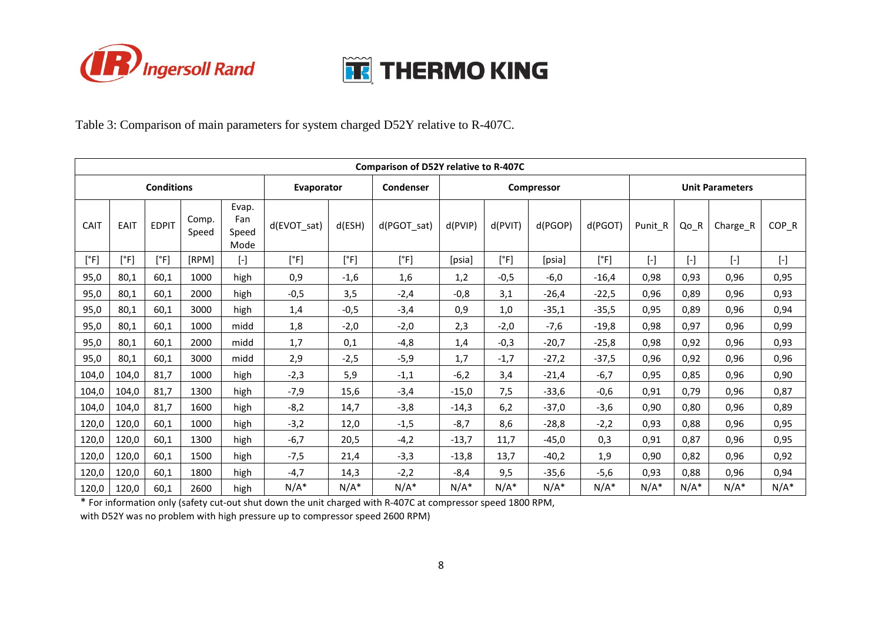Table 3: Comparison of main parameters for system charged D52Y relative to R-407C.

| Comparison of D52Y relative to R-407C | | | | | | | | | | | | | | | | | |
|---|---|---|---|---|---|---|---|---|---|---|---|---|---|---|---|---|---|
| **Conditions** | | | | | **Evaporator** | | **Condenser** | **Compressor** | | | | **Unit Parameters** | | | |
| CAIT | EAIT | EDPIT | Comp. Speed | Evap. Fan Speed Mode | d(EVOT_sat) | d(ESH) | d(PGOT_sat) | d(PVIP) | d(PVIT) | d(PGOP) | d(PGOT) | Punit_R | Qo_R | Charge_R | COP_R |
| [°F] | [°F] | [°F] | [RPM] | [-] | [°F] | [°F] | [°F] | [psia] | [°F] | [psia] | [°F] | [-] | [-] | [-] | [-] |
| 95,0 | 80,1 | 60,1 | 1000 | high | 0,9 | -1,6 | 1,6 | 1,2 | -0,5 | -6,0 | -16,4 | 0,98 | 0,93 | 0,96 | 0,95 |
| 95,0 | 80,1 | 60,1 | 2000 | high | -0,5 | 3,5 | -2,4 | -0,8 | 3,1 | -26,4 | -22,5 | 0,96 | 0,89 | 0,96 | 0,93 |
| 95,0 | 80,1 | 60,1 | 3000 | high | 1,4 | -0,5 | -3,4 | 0,9 | 1,0 | -35,1 | -35,5 | 0,95 | 0,89 | 0,96 | 0,94 |
| 95,0 | 80,1 | 60,1 | 1000 | midd | 1,8 | -2,0 | -2,0 | 2,3 | -2,0 | -7,6 | -19,8 | 0,98 | 0,97 | 0,96 | 0,99 |
| 95,0 | 80,1 | 60,1 | 2000 | midd | 1,7 | 0,1 | -4,8 | 1,4 | -0,3 | -20,7 | -25,8 | 0,98 | 0,92 | 0,96 | 0,93 |
| 95,0 | 80,1 | 60,1 | 3000 | midd | 2,9 | -2,5 | -5,9 | 1,7 | -1,7 | -27,2 | -37,5 | 0,96 | 0,92 | 0,96 | 0,96 |
| 104,0 | 104,0 | 81,7 | 1000 | high | -2,3 | 5,9 | -1,1 | -6,2 | 3,4 | -21,4 | -6,7 | 0,95 | 0,85 | 0,96 | 0,90 |
| 104,0 | 104,0 | 81,7 | 1300 | high | -7,9 | 15,6 | -3,4 | -15,0 | 7,5 | -33,6 | -0,6 | 0,91 | 0,79 | 0,96 | 0,87 |
| 104,0 | 104,0 | 81,7 | 1600 | high | -8,2 | 14,7 | -3,8 | -14,3 | 6,2 | -37,0 | -3,6 | 0,90 | 0,80 | 0,96 | 0,89 |
| 120,0 | 120,0 | 60,1 | 1000 | high | -3,2 | 12,0 | -1,5 | -8,7 | 8,6 | -28,8 | -2,2 | 0,93 | 0,88 | 0,96 | 0,95 |
| 120,0 | 120,0 | 60,1 | 1300 | high | -6,7 | 20,5 | -4,2 | -13,7 | 11,7 | -45,0 | 0,3 | 0,91 | 0,87 | 0,96 | 0,95 |
| 120,0 | 120,0 | 60,1 | 1500 | high | -7,5 | 21,4 | -3,3 | -13,8 | 13,7 | -40,2 | 1,9 | 0,90 | 0,82 | 0,96 | 0,92 |
| 120,0 | 120,0 | 60,1 | 1800 | high | -4,7 | 14,3 | -2,2 | -8,4 | 9,5 | -35,6 | -5,6 | 0,93 | 0,88 | 0,96 | 0,94 |
| 120,0 | 120,0 | 60,1 | 2600 | high | N/A* | N/A* | N/A* | N/A* | N/A* | N/A* | N/A* | N/A* | N/A* | N/A* | N/A* |

* For information only (safety cut-out shut down the unit charged with R-407C at compressor speed 1800 RPM, with D52Y was no problem with high pressure up to compressor speed 2600 RPM)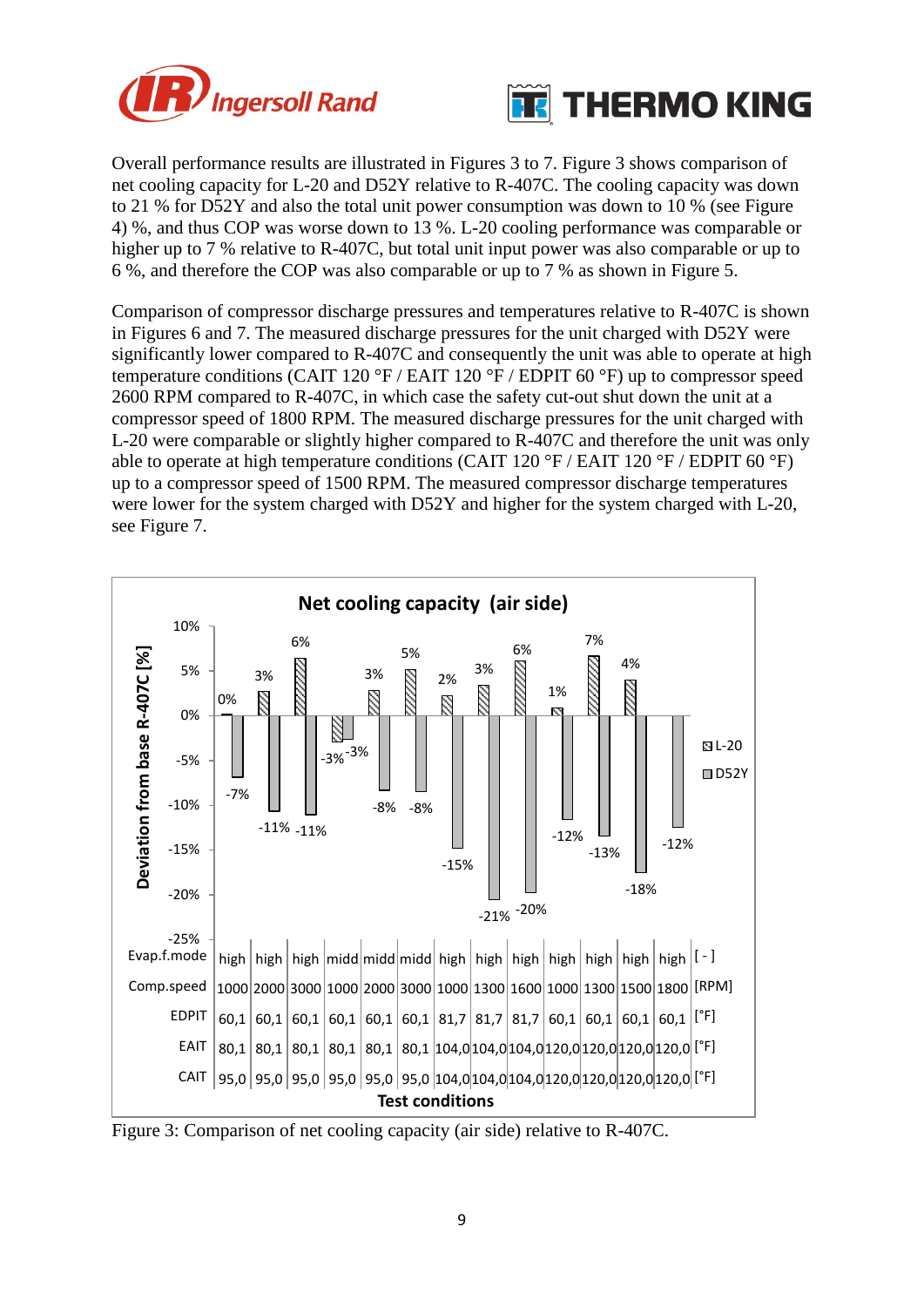Overall performance results are illustrated in Figures 3 to 7. Figure 3 shows comparison of net cooling capacity for L-20 and D52Y relative to R-407C. The cooling capacity was down to 21 % for D52Y and also the total unit power consumption was down to 10 % (see Figure 4) %, and thus COP was worse down to 13 %. L-20 cooling performance was comparable or higher up to 7 % relative to R-407C, but total unit input power was also comparable or up to 6 %, and therefore the COP was also comparable or up to 7 % as shown in Figure 5.

Comparison of compressor discharge pressures and temperatures relative to R-407C is shown in Figures 6 and 7. The measured discharge pressures for the unit charged with D52Y were significantly lower compared to R-407C and consequently the unit was able to operate at high temperature conditions (CAIT 120 °F / EAIT 120 °F / EDPIT 60 °F) up to compressor speed 2600 RPM compared to R-407C, in which case the safety cut-out shut down the unit at a compressor speed of 1800 RPM. The measured discharge pressures for the unit charged with L-20 were comparable or slightly higher compared to R-407C and therefore the unit was only able to operate at high temperature conditions (CAIT 120 °F / EAIT 120 °F / EDPIT 60 °F) up to a compressor speed of 1500 RPM. The measured compressor discharge temperatures were lower for the system charged with D52Y and higher for the system charged with L-20, see Figure 7.

**Net cooling capacity (air side)**

Deviation from base R-407C [%]

| Evap.f.mode [ - ] | high | high | high | midd | midd | midd | high | high | high | high | high | high | high |
|---|---|---|---|---|---|---|---|---|---|---|---|---|---|
| Comp.speed [RPM] | 1000 | 2000 | 3000 | 1000 | 2000 | 3000 | 1000 | 1300 | 1600 | 1000 | 1300 | 1500 | 1800 |
| EDPIT [°F] | 60,1 | 60,1 | 60,1 | 60,1 | 60,1 | 60,1 | 81,7 | 81,7 | 81,7 | 60,1 | 60,1 | 60,1 | 60,1 |
| EAIT [°F] | 80,1 | 80,1 | 80,1 | 80,1 | 80,1 | 80,1 | 104,0 | 104,0 | 104,0 | 120,0 | 120,0 | 120,0 | 120,0 |
| CAIT [°F] | 95,0 | 95,0 | 95,0 | 95,0 | 95,0 | 95,0 | 104,0 | 104,0 | 104,0 | 120,0 | 120,0 | 120,0 | 120,0 |
| L-20 | 0% | 3% | 6% | -3% | 3% | 5% | 2% | 3% | 6% | 1% | 7% | 4% | |
| D52Y | -7% | -11% | -11% | -3% | -8% | -8% | -15% | -21% | -20% | -12% | -13% | -18% | -12% |

Test conditions

Figure 3: Comparison of net cooling capacity (air side) relative to R-407C.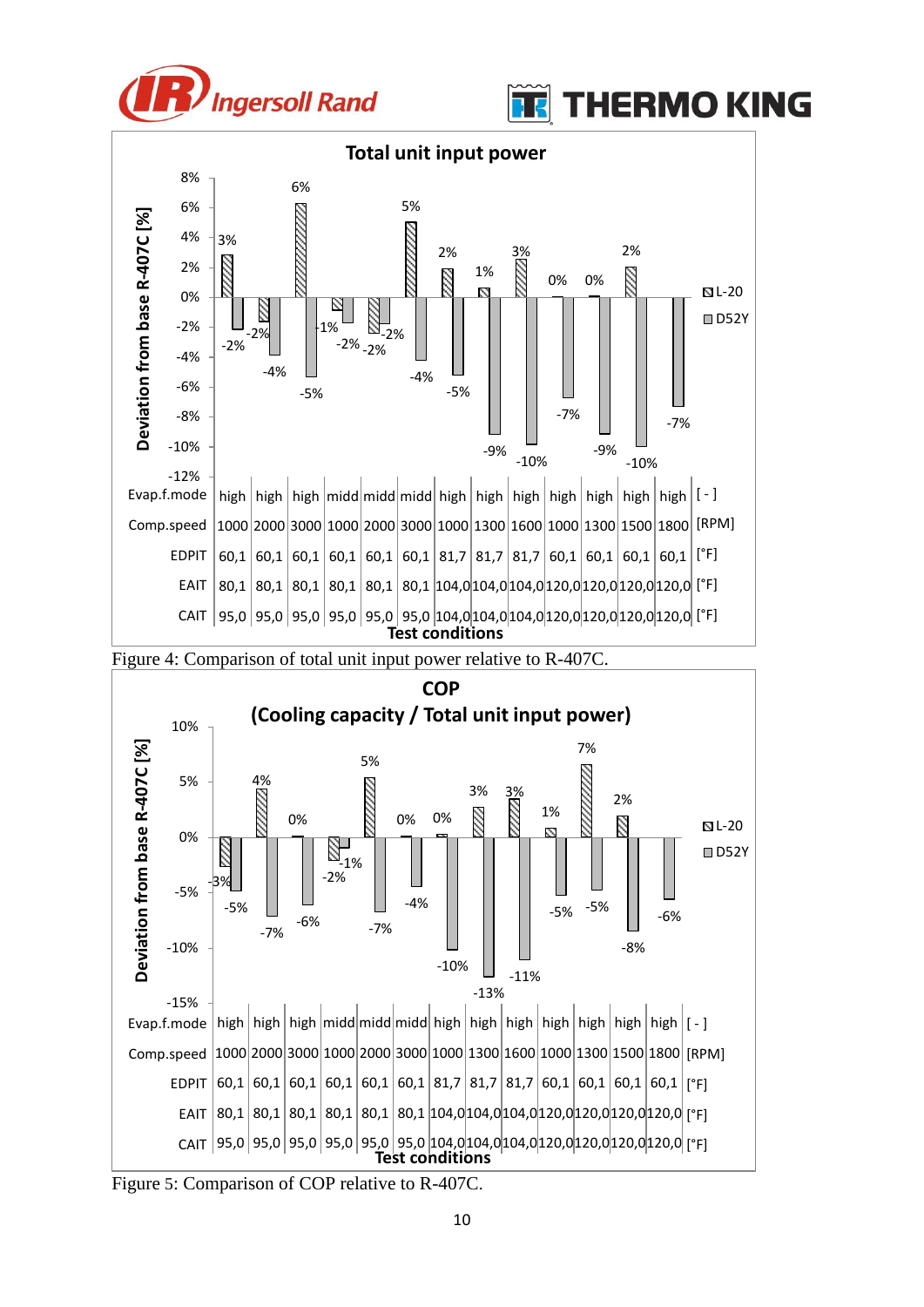**Total unit input power**

Deviation from base R-407C [%]

| Evap.f.mode [ - ] | Comp.speed [RPM] | EDPIT [°F] | EAIT [°F] | CAIT [°F] | L-20 | D52Y |
|---|---|---|---|---|---|---|
| high | 1000 | 60,1 | 80,1 | 95,0 | 3% | -2% |
| high | 2000 | 60,1 | 80,1 | 95,0 | -2% | -4% |
| high | 3000 | 60,1 | 80,1 | 95,0 | 6% | -5% |
| midd | 1000 | 60,1 | 80,1 | 95,0 | -1% | -2% |
| midd | 2000 | 60,1 | 80,1 | 95,0 | -2% | -2% |
| midd | 3000 | 60,1 | 80,1 | 95,0 | 5% | -4% |
| high | 1000 | 81,7 | 104,0 | 104,0 | 2% | -5% |
| high | 1300 | 81,7 | 104,0 | 104,0 | 1% | -9% |
| high | 1600 | 81,7 | 104,0 | 104,0 | 3% | -10% |
| high | 1000 | 60,1 | 120,0 | 120,0 | 0% | -7% |
| high | 1300 | 60,1 | 120,0 | 120,0 | 0% | -9% |
| high | 1500 | 60,1 | 120,0 | 120,0 | 2% | -10% |
| high | 1800 | 60,1 | 120,0 | 120,0 | | -7% |

Test conditions

Figure 4: Comparison of total unit input power relative to R-407C.

**COP**
**(Cooling capacity / Total unit input power)**

Deviation from base R-407C [%]

| Evap.f.mode [ - ] | Comp.speed [RPM] | EDPIT [°F] | EAIT [°F] | CAIT [°F] | L-20 | D52Y |
|---|---|---|---|---|---|---|
| high | 1000 | 60,1 | 80,1 | 95,0 | -3% | -5% |
| high | 2000 | 60,1 | 80,1 | 95,0 | 4% | -7% |
| high | 3000 | 60,1 | 80,1 | 95,0 | 0% | -6% |
| midd | 1000 | 60,1 | 80,1 | 95,0 | -2% | -1% |
| midd | 2000 | 60,1 | 80,1 | 95,0 | 5% | -7% |
| midd | 3000 | 60,1 | 80,1 | 95,0 | 0% | -4% |
| high | 1000 | 81,7 | 104,0 | 104,0 | 0% | -10% |
| high | 1300 | 81,7 | 104,0 | 104,0 | 3% | -13% |
| high | 1600 | 81,7 | 104,0 | 104,0 | 3% | -11% |
| high | 1000 | 60,1 | 120,0 | 120,0 | 1% | -5% |
| high | 1300 | 60,1 | 120,0 | 120,0 | 7% | -5% |
| high | 1500 | 60,1 | 120,0 | 120,0 | 2% | -8% |
| high | 1800 | 60,1 | 120,0 | 120,0 | | -6% |

Test conditions

Figure 5: Comparison of COP relative to R-407C.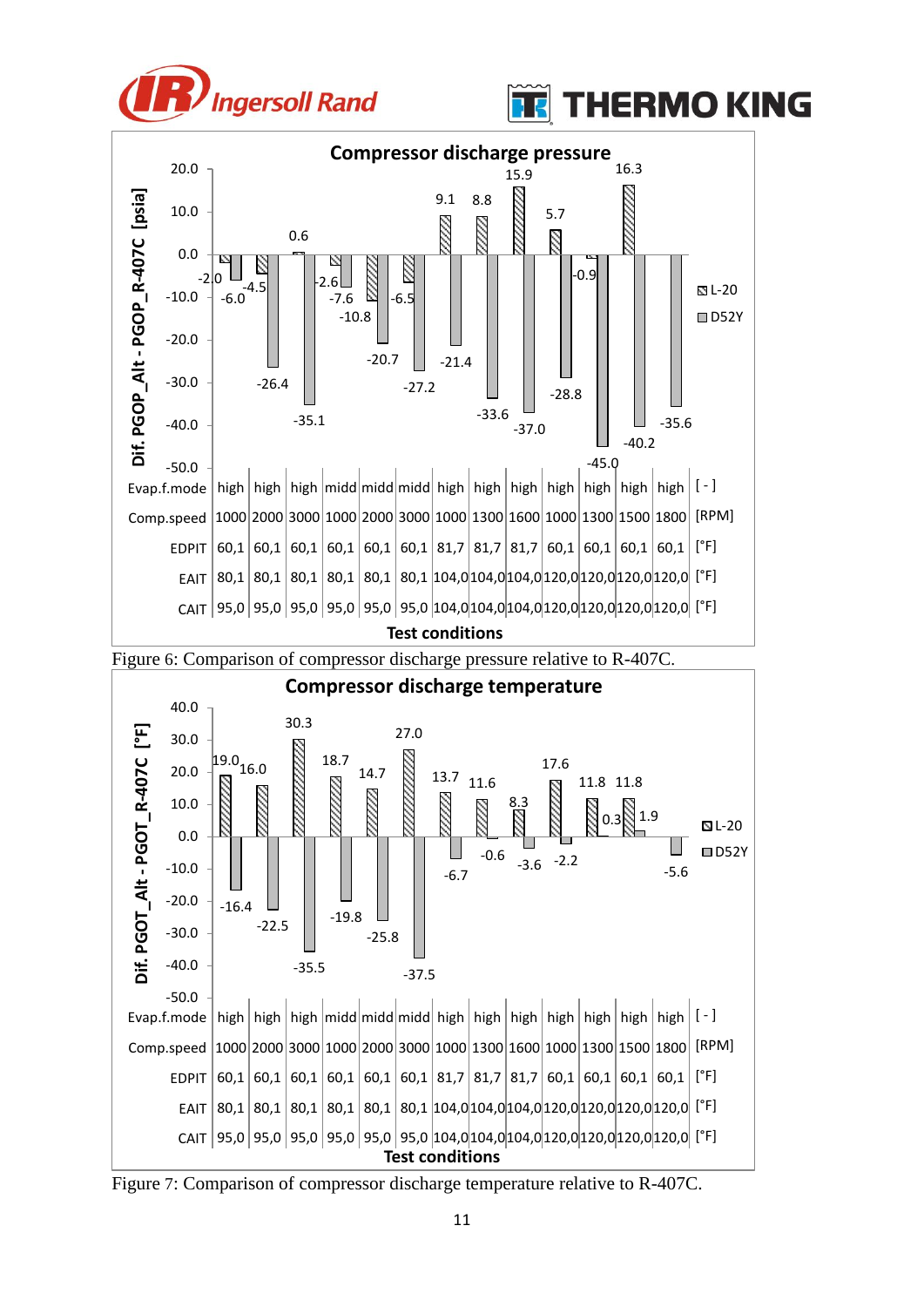Ingersoll Rand

THERMO KING

Compressor discharge pressure

Dif. PGOP_Alt - PGOP_R-407C [psia]

20.0
10.0
0.0
-10.0
-20.0
-30.0
-40.0
-50.0

-2.0 -6.0 -4.5 -26.4 0.6 -35.1 -2.6 -7.6 -10.8 -20.7 -6.5 -27.2 9.1 -21.4 8.8 -33.6 15.9 -37.0 5.7 -28.8 -0.9 -45.0 16.3 -40.2 -35.6

L-20
D52Y

Evap.f.mode | high | high | high | midd | midd | midd | high | high | high | high | high | high | high | [ - ]

Comp.speed | 1000 | 2000 | 3000 | 1000 | 2000 | 3000 | 1000 | 1300 | 1600 | 1000 | 1300 | 1500 | 1800 | [RPM]

EDPIT | 60,1 | 60,1 | 60,1 | 60,1 | 60,1 | 60,1 | 81,7 | 81,7 | 81,7 | 60,1 | 60,1 | 60,1 | 60,1 | [°F]

EAIT | 80,1 | 80,1 | 80,1 | 80,1 | 80,1 | 80,1 | 104,0 | 104,0 | 104,0 | 120,0 | 120,0 | 120,0 | 120,0 | [°F]

CAIT | 95,0 | 95,0 | 95,0 | 95,0 | 95,0 | 95,0 | 104,0 | 104,0 | 104,0 | 120,0 | 120,0 | 120,0 | 120,0 | [°F]

Test conditions

Figure 6: Comparison of compressor discharge pressure relative to R-407C.

Compressor discharge temperature

Dif. PGOT_Alt - PGOT_R-407C [°F]

40.0
30.0
20.0
10.0
0.0
-10.0
-20.0
-30.0
-40.0
-50.0

19.0 -16.4 16.0 -22.5 30.3 -35.5 18.7 -19.8 14.7 -25.8 27.0 -37.5 13.7 -6.7 11.6 -0.6 8.3 -3.6 17.6 -2.2 11.8 0.3 11.8 1.9 -5.6

L-20
D52Y

Evap.f.mode | high | high | high | midd | midd | midd | high | high | high | high | high | high | high | [ - ]

Comp.speed | 1000 | 2000 | 3000 | 1000 | 2000 | 3000 | 1000 | 1300 | 1600 | 1000 | 1300 | 1500 | 1800 | [RPM]

EDPIT | 60,1 | 60,1 | 60,1 | 60,1 | 60,1 | 60,1 | 81,7 | 81,7 | 81,7 | 60,1 | 60,1 | 60,1 | 60,1 | [°F]

EAIT | 80,1 | 80,1 | 80,1 | 80,1 | 80,1 | 80,1 | 104,0 | 104,0 | 104,0 | 120,0 | 120,0 | 120,0 | 120,0 | [°F]

CAIT | 95,0 | 95,0 | 95,0 | 95,0 | 95,0 | 95,0 | 104,0 | 104,0 | 104,0 | 120,0 | 120,0 | 120,0 | 120,0 | [°F]

Test conditions

Figure 7: Comparison of compressor discharge temperature relative to R-407C.